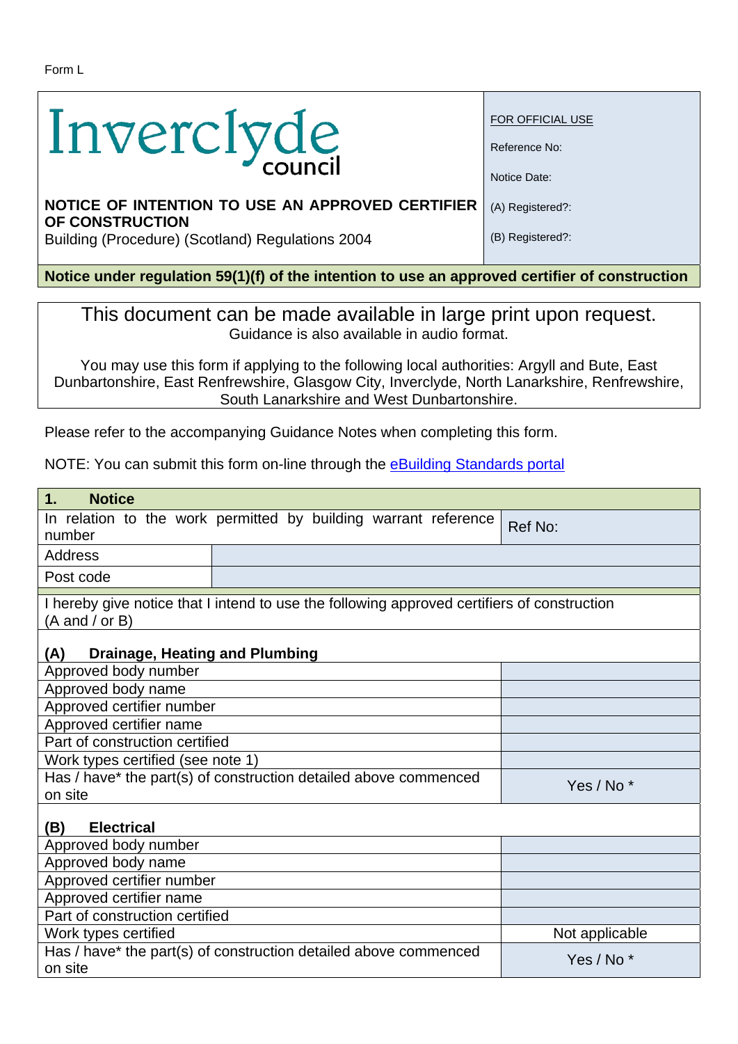Form L

Inverclyde council

**NOTICE OF INTENTION TO USE AN APPROVED CERTIFIER OF CONSTRUCTION**
Building (Procedure) (Scotland) Regulations 2004

| FOR OFFICIAL USE | |
|---|---|
| Reference No: | |
| Notice Date: | |
| (A) Registered?: | |
| (B) Registered?: | |

**Notice under regulation 59(1)(f) of the intention to use an approved certifier of construction**

This document can be made available in large print upon request.
Guidance is also available in audio format.

You may use this form if applying to the following local authorities: Argyll and Bute, East Dunbartonshire, East Renfrewshire, Glasgow City, Inverclyde, North Lanarkshire, Renfrewshire, South Lanarkshire and West Dunbartonshire.

Please refer to the accompanying Guidance Notes when completing this form.

NOTE: You can submit this form on-line through the eBuilding Standards portal

## 1. Notice

| In relation to the work permitted by building warrant reference number | Ref No: |
|---|---|
| Address | |
| Post code | |

I hereby give notice that I intend to use the following approved certifiers of construction (A and / or B)

**(A) Drainage, Heating and Plumbing**

| | |
|---|---|
| Approved body number | |
| Approved body name | |
| Approved certifier number | |
| Approved certifier name | |
| Part of construction certified | |
| Work types certified (see note 1) | |
| Has / have* the part(s) of construction detailed above commenced on site | Yes / No * |

**(B) Electrical**

| | |
|---|---|
| Approved body number | |
| Approved body name | |
| Approved certifier number | |
| Approved certifier name | |
| Part of construction certified | |
| Work types certified | Not applicable |
| Has / have* the part(s) of construction detailed above commenced on site | Yes / No * |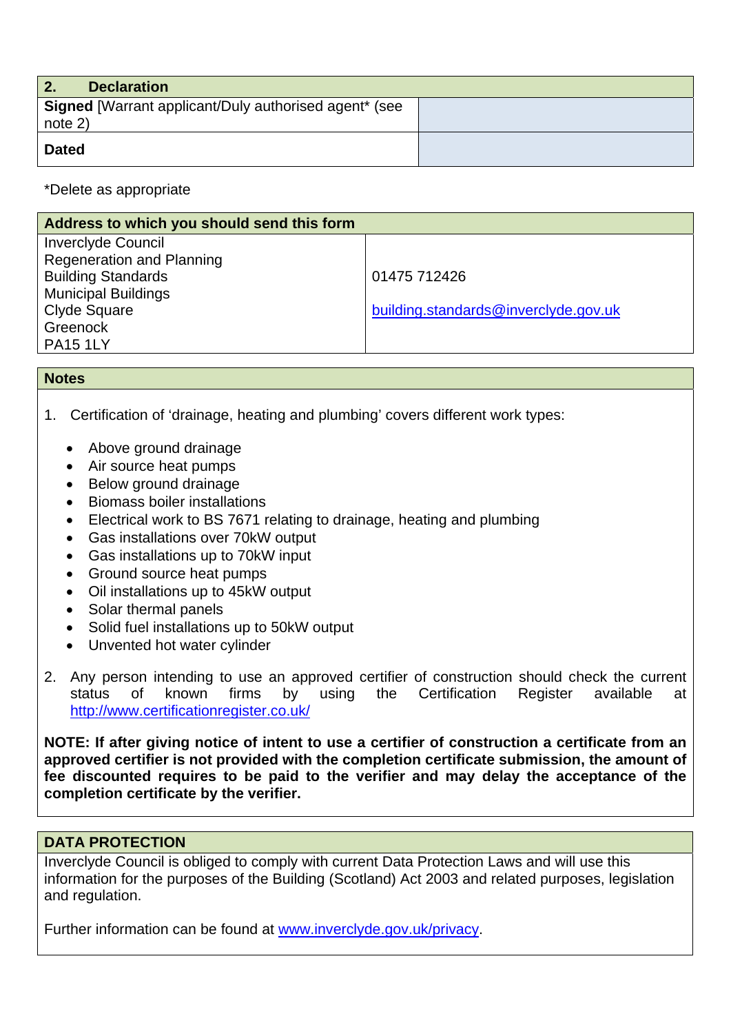| 2. **Declaration** | |
|---|---|
| **Signed** [Warrant applicant/Duly authorised agent* (see note 2) | |
| **Dated** | |

*Delete as appropriate

| **Address to which you should send this form** | |
|---|---|
| Inverclyde Council<br>Regeneration and Planning<br>Building Standards<br>Municipal Buildings<br>Clyde Square<br>Greenock<br>PA15 1LY | 01475 712426<br><br>building.standards@inverclyde.gov.uk |

## Notes

1. Certification of 'drainage, heating and plumbing' covers different work types:

   - Above ground drainage
   - Air source heat pumps
   - Below ground drainage
   - Biomass boiler installations
   - Electrical work to BS 7671 relating to drainage, heating and plumbing
   - Gas installations over 70kW output
   - Gas installations up to 70kW input
   - Ground source heat pumps
   - Oil installations up to 45kW output
   - Solar thermal panels
   - Solid fuel installations up to 50kW output
   - Unvented hot water cylinder

2. Any person intending to use an approved certifier of construction should check the current status of known firms by using the Certification Register available at http://www.certificationregister.co.uk/

**NOTE: If after giving notice of intent to use a certifier of construction a certificate from an approved certifier is not provided with the completion certificate submission, the amount of fee discounted requires to be paid to the verifier and may delay the acceptance of the completion certificate by the verifier.**

## DATA PROTECTION

Inverclyde Council is obliged to comply with current Data Protection Laws and will use this information for the purposes of the Building (Scotland) Act 2003 and related purposes, legislation and regulation.

Further information can be found at www.inverclyde.gov.uk/privacy.